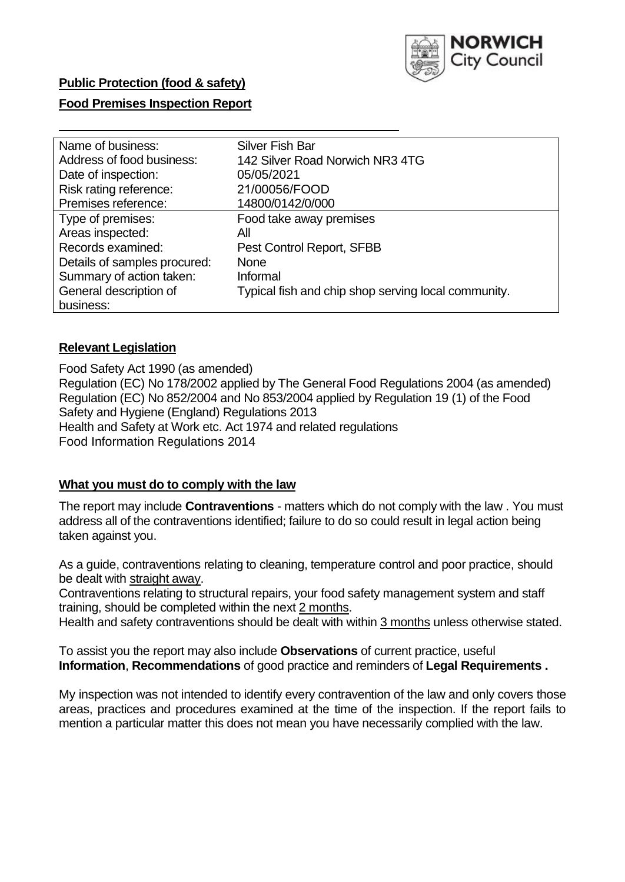**Public Protection (food & safety)**

**Food Premises Inspection Report**

| Name of business: | Silver Fish Bar |
|---|---|
| Address of food business: | 142 Silver Road Norwich NR3 4TG |
| Date of inspection: | 05/05/2021 |
| Risk rating reference: | 21/00056/FOOD |
| Premises reference: | 14800/0142/0/000 |
| Type of premises: | Food take away premises |
| Areas inspected: | All |
| Records examined: | Pest Control Report, SFBB |
| Details of samples procured: | None |
| Summary of action taken: | Informal |
| General description of business: | Typical fish and chip shop serving local community. |

## **Relevant Legislation**

Food Safety Act 1990 (as amended)
Regulation (EC) No 178/2002 applied by The General Food Regulations 2004 (as amended)
Regulation (EC) No 852/2004 and No 853/2004 applied by Regulation 19 (1) of the Food Safety and Hygiene (England) Regulations 2013
Health and Safety at Work etc. Act 1974 and related regulations
Food Information Regulations 2014

## **What you must do to comply with the law**

The report may include **Contraventions** - matters which do not comply with the law . You must address all of the contraventions identified; failure to do so could result in legal action being taken against you.

As a guide, contraventions relating to cleaning, temperature control and poor practice, should be dealt with straight away.

Contraventions relating to structural repairs, your food safety management system and staff training, should be completed within the next 2 months.

Health and safety contraventions should be dealt with within 3 months unless otherwise stated.

To assist you the report may also include **Observations** of current practice, useful **Information**, **Recommendations** of good practice and reminders of **Legal Requirements .**

My inspection was not intended to identify every contravention of the law and only covers those areas, practices and procedures examined at the time of the inspection. If the report fails to mention a particular matter this does not mean you have necessarily complied with the law.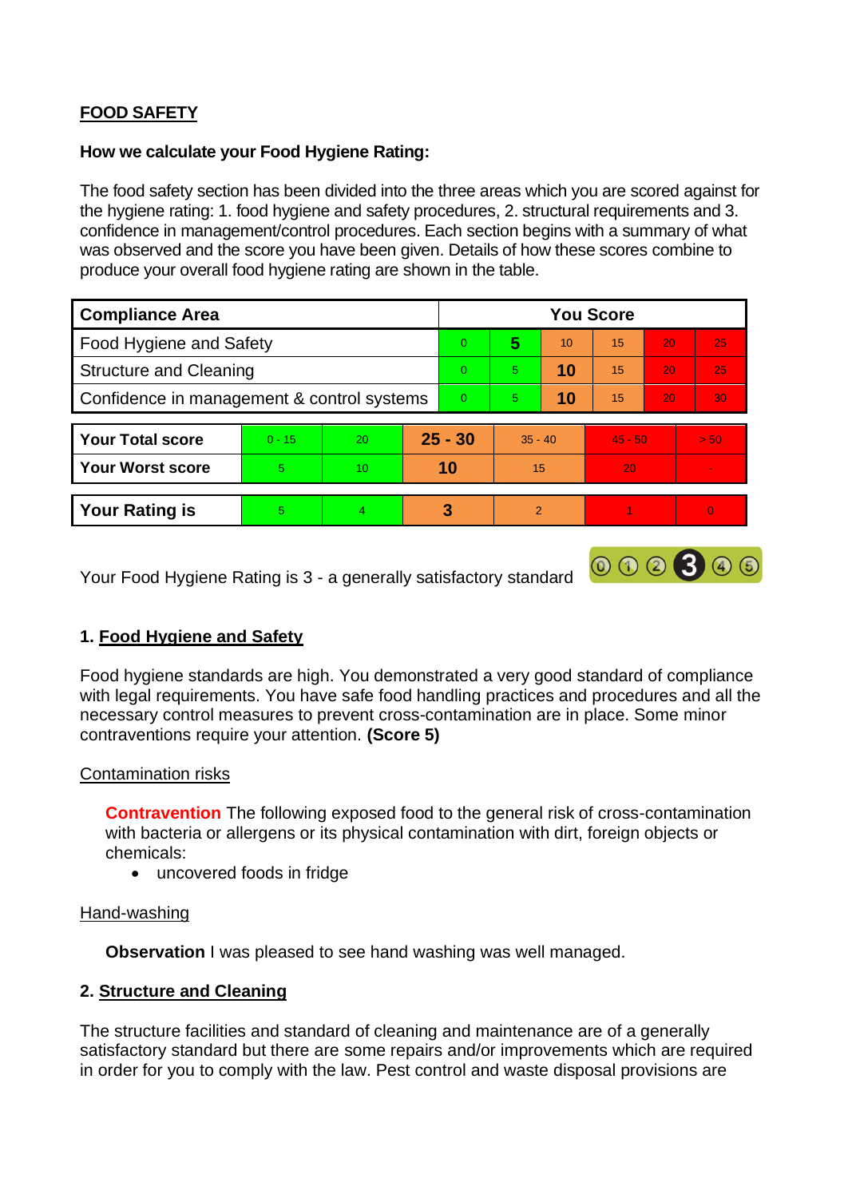## FOOD SAFETY

**How we calculate your Food Hygiene Rating:**

The food safety section has been divided into the three areas which you are scored against for the hygiene rating: 1. food hygiene and safety procedures, 2. structural requirements and 3. confidence in management/control procedures. Each section begins with a summary of what was observed and the score you have been given. Details of how these scores combine to produce your overall food hygiene rating are shown in the table.

| Compliance Area | You Score | | | | | |
|---|---|---|---|---|---|---|
| Food Hygiene and Safety | 0 | **5** | 10 | 15 | 20 | 25 |
| Structure and Cleaning | 0 | 5 | **10** | 15 | 20 | 25 |
| Confidence in management & control systems | 0 | 5 | **10** | 15 | 20 | 30 |

| | | | | | | |
|---|---|---|---|---|---|---|
| **Your Total score** | 0 - 15 | 20 | **25 - 30** | 35 - 40 | 45 - 50 | > 50 |
| **Your Worst score** | 5 | 10 | **10** | 15 | 20 | - |

| | | | | | | |
|---|---|---|---|---|---|---|
| **Your Rating is** | 5 | 4 | **3** | 2 | 1 | 0 |

Your Food Hygiene Rating is 3 - a generally satisfactory standard

### 1. Food Hygiene and Safety

Food hygiene standards are high. You demonstrated a very good standard of compliance with legal requirements. You have safe food handling practices and procedures and all the necessary control measures to prevent cross-contamination are in place. Some minor contraventions require your attention. **(Score 5)**

Contamination risks

**Contravention** The following exposed food to the general risk of cross-contamination with bacteria or allergens or its physical contamination with dirt, foreign objects or chemicals:

- uncovered foods in fridge

Hand-washing

**Observation** I was pleased to see hand washing was well managed.

### 2. Structure and Cleaning

The structure facilities and standard of cleaning and maintenance are of a generally satisfactory standard but there are some repairs and/or improvements which are required in order for you to comply with the law. Pest control and waste disposal provisions are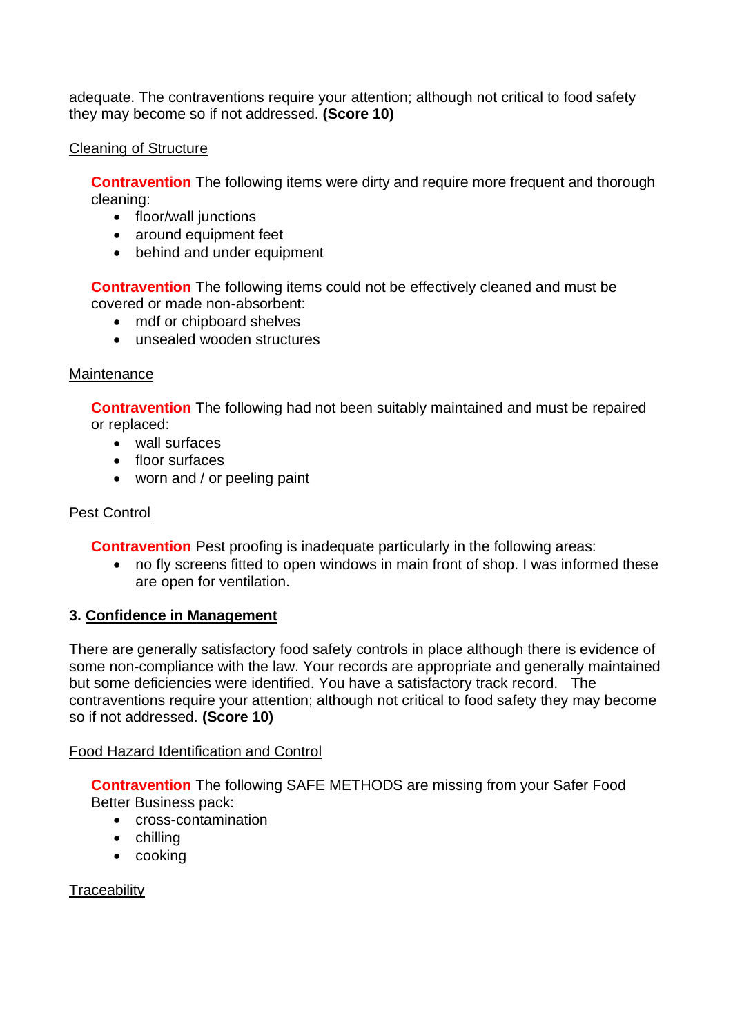adequate. The contraventions require your attention; although not critical to food safety they may become so if not addressed. **(Score 10)**

Cleaning of Structure

**Contravention** The following items were dirty and require more frequent and thorough cleaning:

- floor/wall junctions
- around equipment feet
- behind and under equipment

**Contravention** The following items could not be effectively cleaned and must be covered or made non-absorbent:

- mdf or chipboard shelves
- unsealed wooden structures

Maintenance

**Contravention** The following had not been suitably maintained and must be repaired or replaced:

- wall surfaces
- floor surfaces
- worn and / or peeling paint

Pest Control

**Contravention** Pest proofing is inadequate particularly in the following areas:

- no fly screens fitted to open windows in main front of shop. I was informed these are open for ventilation.

## 3. Confidence in Management

There are generally satisfactory food safety controls in place although there is evidence of some non-compliance with the law. Your records are appropriate and generally maintained but some deficiencies were identified. You have a satisfactory track record. The contraventions require your attention; although not critical to food safety they may become so if not addressed. **(Score 10)**

Food Hazard Identification and Control

**Contravention** The following SAFE METHODS are missing from your Safer Food Better Business pack:

- cross-contamination
- chilling
- cooking

Traceability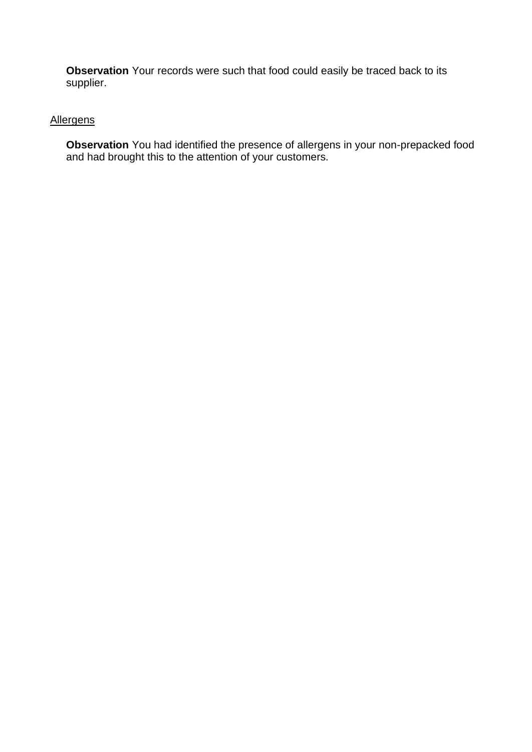**Observation** Your records were such that food could easily be traced back to its supplier.

Allergens

**Observation** You had identified the presence of allergens in your non-prepacked food and had brought this to the attention of your customers.